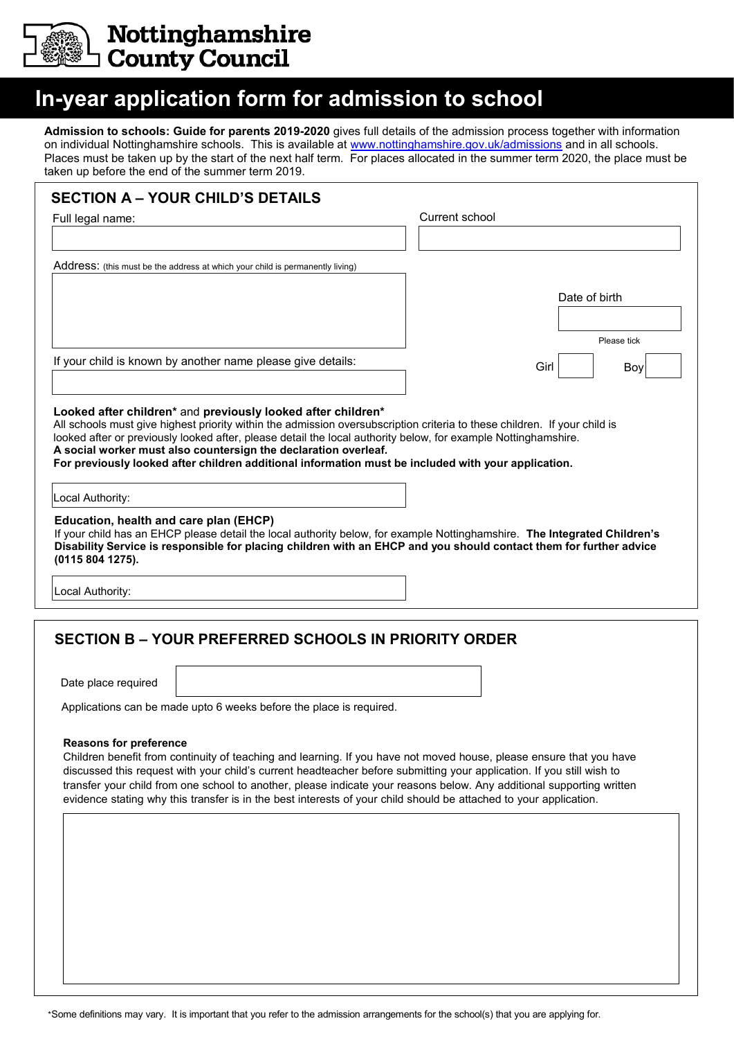# Nottinghamshire County Council

# In-year application form for admission to school

**Admission to schools: Guide for parents 2019-2020** gives full details of the admission process together with information on individual Nottinghamshire schools. This is available at www.nottinghamshire.gov.uk/admissions and in all schools. Places must be taken up by the start of the next half term. For places allocated in the summer term 2020, the place must be taken up before the end of the summer term 2019.

## SECTION A – YOUR CHILD'S DETAILS

Full legal name:

Current school

Address: (this must be the address at which your child is permanently living)

Date of birth

Please tick

Girl ☐ Boy ☐

If your child is known by another name please give details:

**Looked after children*** and **previously looked after children***

All schools must give highest priority within the admission oversubscription criteria to these children. If your child is looked after or previously looked after, please detail the local authority below, for example Nottinghamshire.

**A social worker must also countersign the declaration overleaf.**

**For previously looked after children additional information must be included with your application.**

Local Authority:

**Education, health and care plan (EHCP)**

If your child has an EHCP please detail the local authority below, for example Nottinghamshire. **The Integrated Children's Disability Service is responsible for placing children with an EHCP and you should contact them for further advice (0115 804 1275).**

Local Authority:

## SECTION B – YOUR PREFERRED SCHOOLS IN PRIORITY ORDER

Date place required

Applications can be made upto 6 weeks before the place is required.

**Reasons for preference**

Children benefit from continuity of teaching and learning. If you have not moved house, please ensure that you have discussed this request with your child's current headteacher before submitting your application. If you still wish to transfer your child from one school to another, please indicate your reasons below. Any additional supporting written evidence stating why this transfer is in the best interests of your child should be attached to your application.

*Some definitions may vary. It is important that you refer to the admission arrangements for the school(s) that you are applying for.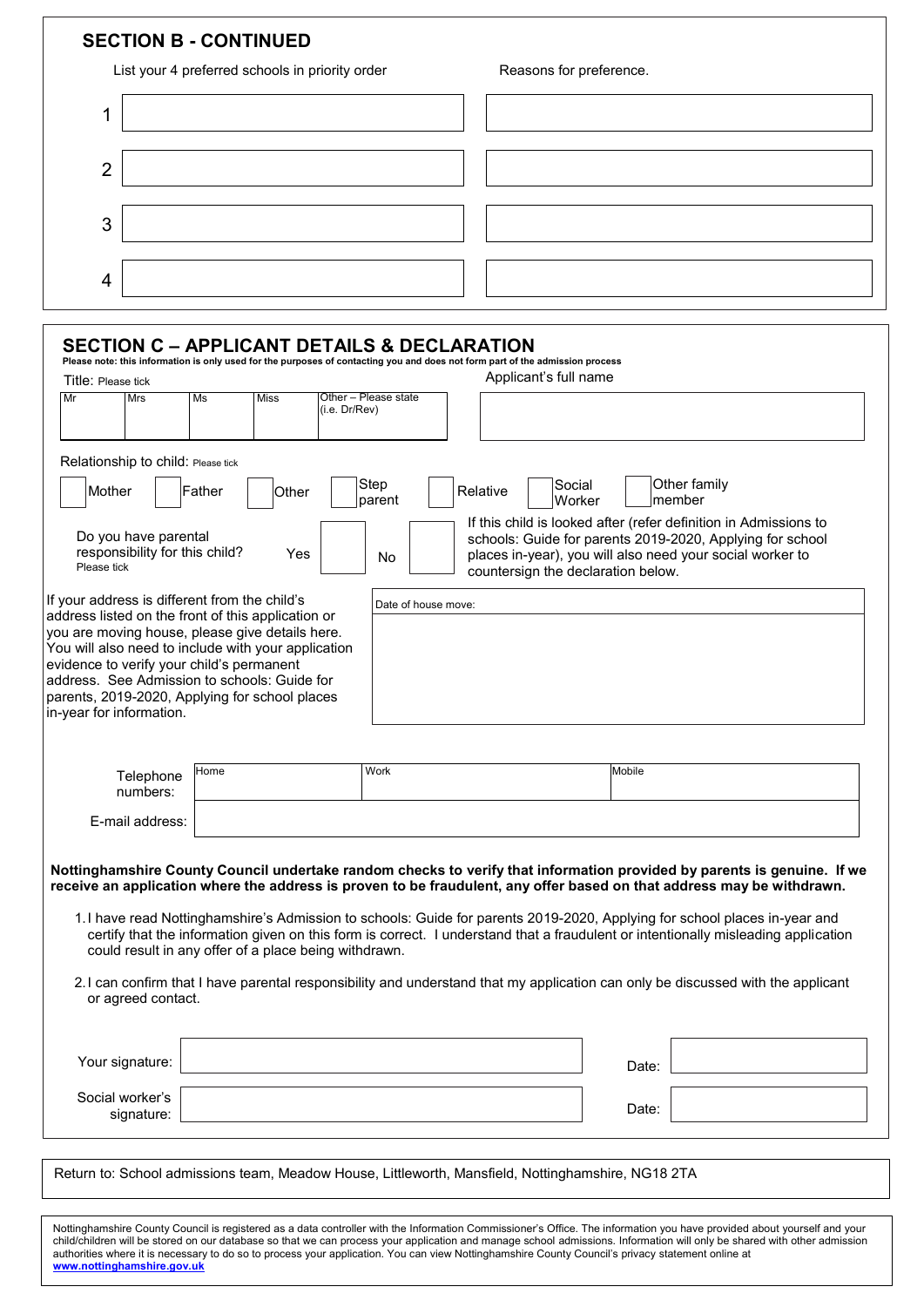## SECTION B - CONTINUED

| List your 4 preferred schools in priority order | | Reasons for preference. |
|---|---|---|
| 1 | | |
| 2 | | |
| 3 | | |
| 4 | | |

## SECTION C – APPLICANT DETAILS & DECLARATION

**Please note: this information is only used for the purposes of contacting you and does not form part of the admission process**

Title: Please tick

| Mr | Mrs | Ms | Miss | Other – Please state (i.e. Dr/Rev) |
|---|---|---|---|---|
| | | | | |

Applicant's full name

Relationship to child: Please tick

☐ Mother ☐ Father ☐ Other ☐ Step parent ☐ Relative ☐ Social Worker ☐ Other family member

Do you have parental responsibility for this child? Please tick

Yes ☐ No ☐

If this child is looked after (refer definition in Admissions to schools: Guide for parents 2019-2020, Applying for school places in-year), you will also need your social worker to countersign the declaration below.

If your address is different from the child's address listed on the front of this application or you are moving house, please give details here. You will also need to include with your application evidence to verify your child's permanent address. See Admission to schools: Guide for parents, 2019-2020, Applying for school places in-year for information.

Date of house move:

| Telephone numbers: | Home | Work | Mobile |
|---|---|---|---|
| E-mail address: | | | |

**Nottinghamshire County Council undertake random checks to verify that information provided by parents is genuine. If we receive an application where the address is proven to be fraudulent, any offer based on that address may be withdrawn.**

1. I have read Nottinghamshire's Admission to schools: Guide for parents 2019-2020, Applying for school places in-year and certify that the information given on this form is correct. I understand that a fraudulent or intentionally misleading application could result in any offer of a place being withdrawn.
2. I can confirm that I have parental responsibility and understand that my application can only be discussed with the applicant or agreed contact.

| | | | |
|---|---|---|---|
| Your signature: | | Date: | |
| Social worker's signature: | | Date: | |

Return to: School admissions team, Meadow House, Littleworth, Mansfield, Nottinghamshire, NG18 2TA

Nottinghamshire County Council is registered as a data controller with the Information Commissioner's Office. The information you have provided about yourself and your child/children will be stored on our database so that we can process your application and manage school admissions. Information will only be shared with other admission authorities where it is necessary to do so to process your application. You can view Nottinghamshire County Council's privacy statement online at **www.nottinghamshire.gov.uk**